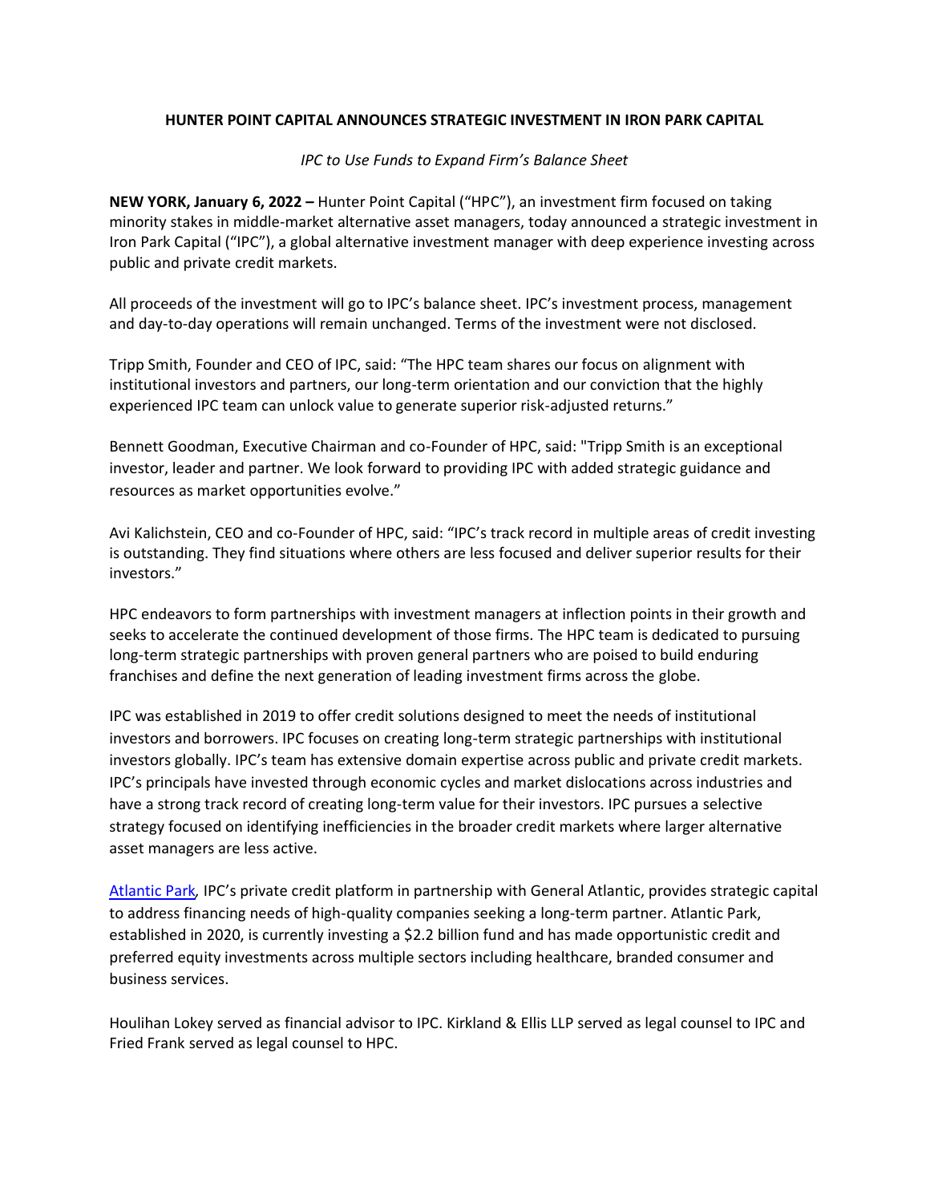# HUNTER POINT CAPITAL ANNOUNCES STRATEGIC INVESTMENT IN IRON PARK CAPITAL

*IPC to Use Funds to Expand Firm's Balance Sheet*

**NEW YORK, January 6, 2022 –** Hunter Point Capital ("HPC"), an investment firm focused on taking minority stakes in middle-market alternative asset managers, today announced a strategic investment in Iron Park Capital ("IPC"), a global alternative investment manager with deep experience investing across public and private credit markets.

All proceeds of the investment will go to IPC's balance sheet. IPC's investment process, management and day-to-day operations will remain unchanged. Terms of the investment were not disclosed.

Tripp Smith, Founder and CEO of IPC, said: "The HPC team shares our focus on alignment with institutional investors and partners, our long-term orientation and our conviction that the highly experienced IPC team can unlock value to generate superior risk-adjusted returns."

Bennett Goodman, Executive Chairman and co-Founder of HPC, said: "Tripp Smith is an exceptional investor, leader and partner. We look forward to providing IPC with added strategic guidance and resources as market opportunities evolve."

Avi Kalichstein, CEO and co-Founder of HPC, said: "IPC's track record in multiple areas of credit investing is outstanding. They find situations where others are less focused and deliver superior results for their investors."

HPC endeavors to form partnerships with investment managers at inflection points in their growth and seeks to accelerate the continued development of those firms. The HPC team is dedicated to pursuing long-term strategic partnerships with proven general partners who are poised to build enduring franchises and define the next generation of leading investment firms across the globe.

IPC was established in 2019 to offer credit solutions designed to meet the needs of institutional investors and borrowers. IPC focuses on creating long-term strategic partnerships with institutional investors globally. IPC's team has extensive domain expertise across public and private credit markets. IPC's principals have invested through economic cycles and market dislocations across industries and have a strong track record of creating long-term value for their investors. IPC pursues a selective strategy focused on identifying inefficiencies in the broader credit markets where larger alternative asset managers are less active.

Atlantic Park, IPC's private credit platform in partnership with General Atlantic, provides strategic capital to address financing needs of high-quality companies seeking a long-term partner. Atlantic Park, established in 2020, is currently investing a $2.2 billion fund and has made opportunistic credit and preferred equity investments across multiple sectors including healthcare, branded consumer and business services.

Houlihan Lokey served as financial advisor to IPC. Kirkland & Ellis LLP served as legal counsel to IPC and Fried Frank served as legal counsel to HPC.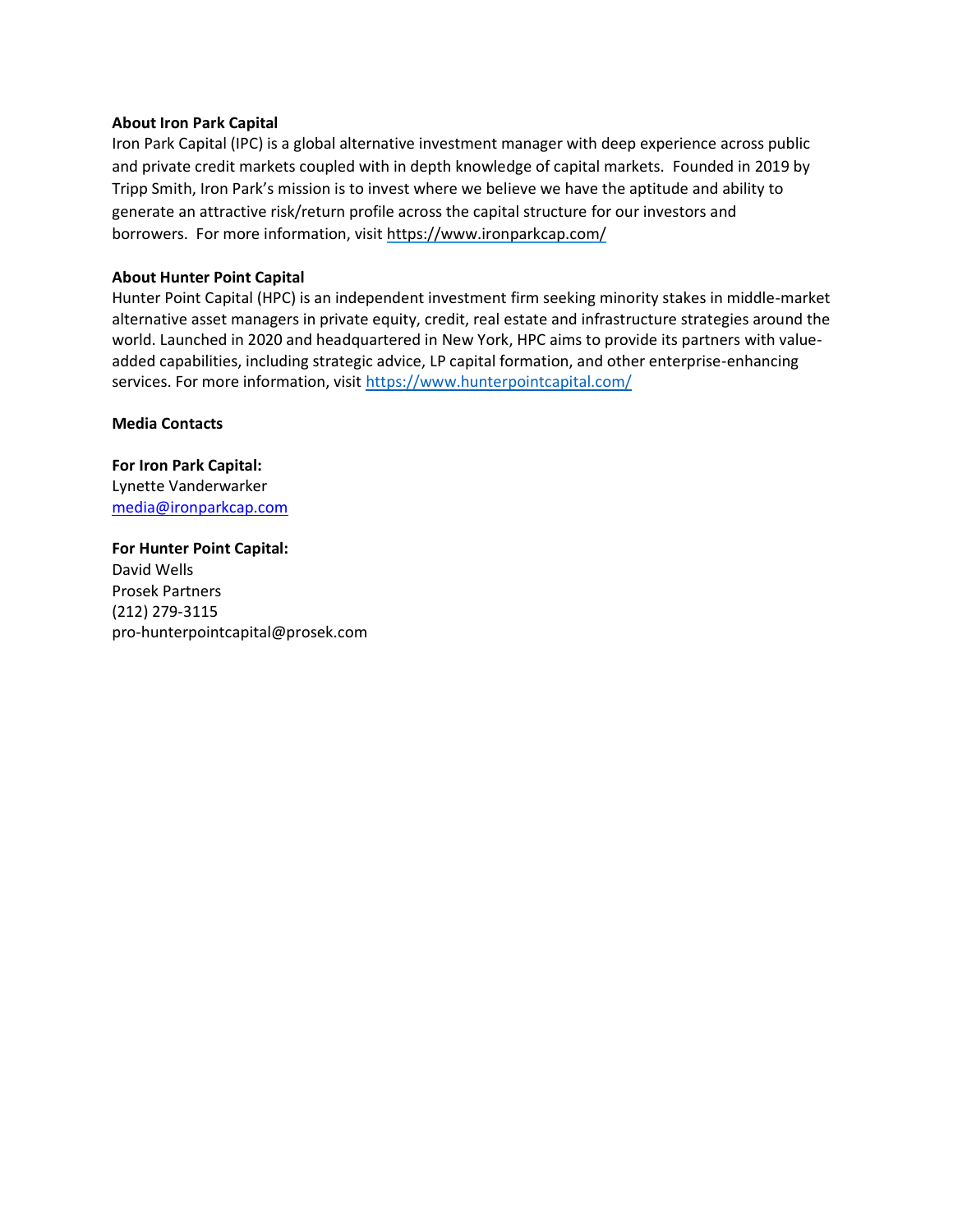**About Iron Park Capital**

Iron Park Capital (IPC) is a global alternative investment manager with deep experience across public and private credit markets coupled with in depth knowledge of capital markets. Founded in 2019 by Tripp Smith, Iron Park's mission is to invest where we believe we have the aptitude and ability to generate an attractive risk/return profile across the capital structure for our investors and borrowers. For more information, visit https://www.ironparkcap.com/

**About Hunter Point Capital**

Hunter Point Capital (HPC) is an independent investment firm seeking minority stakes in middle-market alternative asset managers in private equity, credit, real estate and infrastructure strategies around the world. Launched in 2020 and headquartered in New York, HPC aims to provide its partners with value-added capabilities, including strategic advice, LP capital formation, and other enterprise-enhancing services. For more information, visit https://www.hunterpointcapital.com/

**Media Contacts**

**For Iron Park Capital:**
Lynette Vanderwarker
media@ironparkcap.com

**For Hunter Point Capital:**
David Wells
Prosek Partners
(212) 279-3115
pro-hunterpointcapital@prosek.com